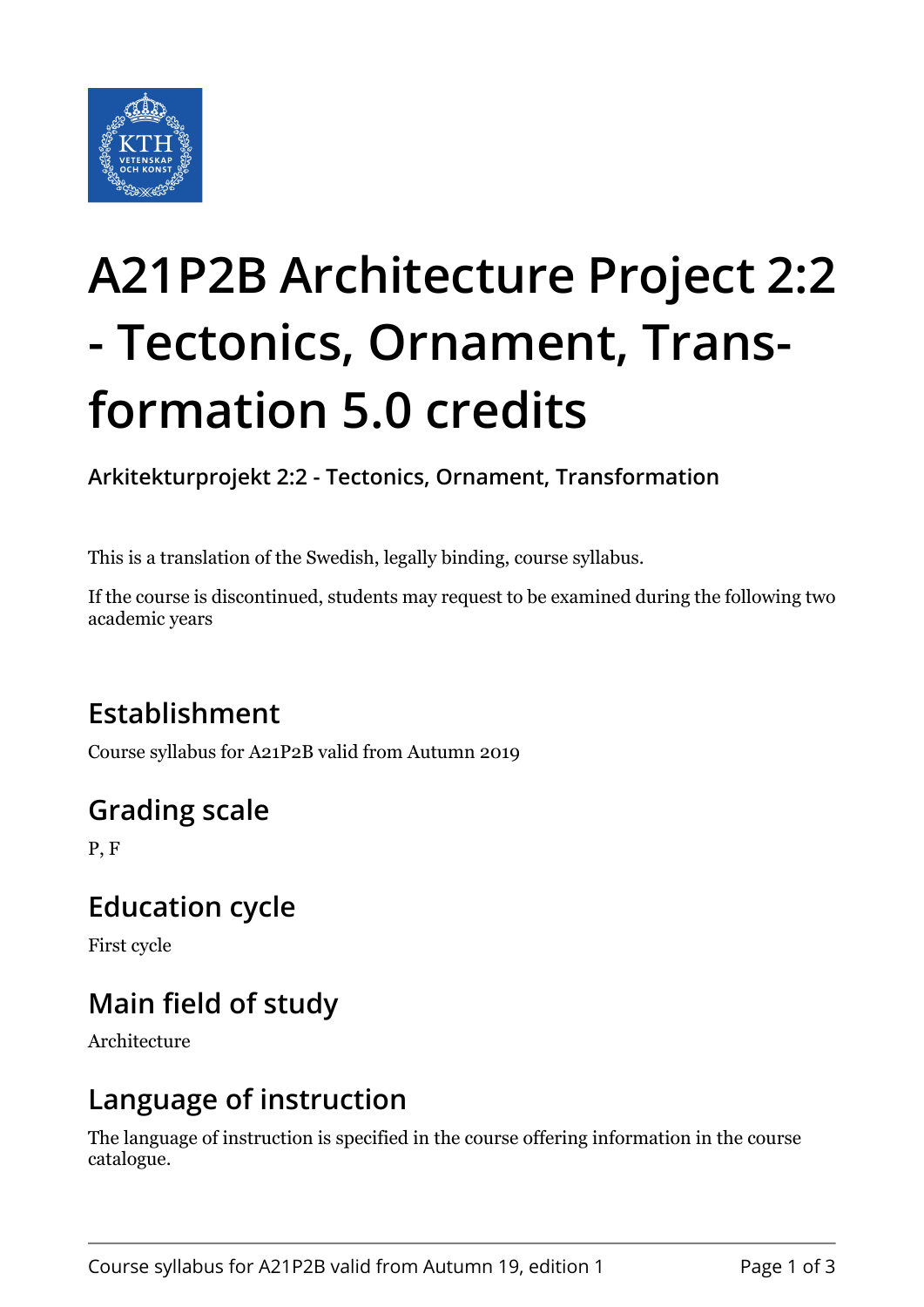# A21P2B Architecture Project 2:2 - Tectonics, Ornament, Transformation 5.0 credits

**Arkitekturprojekt 2:2 - Tectonics, Ornament, Transformation**

This is a translation of the Swedish, legally binding, course syllabus.

If the course is discontinued, students may request to be examined during the following two academic years

## Establishment

Course syllabus for A21P2B valid from Autumn 2019

## Grading scale

P, F

## Education cycle

First cycle

## Main field of study

Architecture

## Language of instruction

The language of instruction is specified in the course offering information in the course catalogue.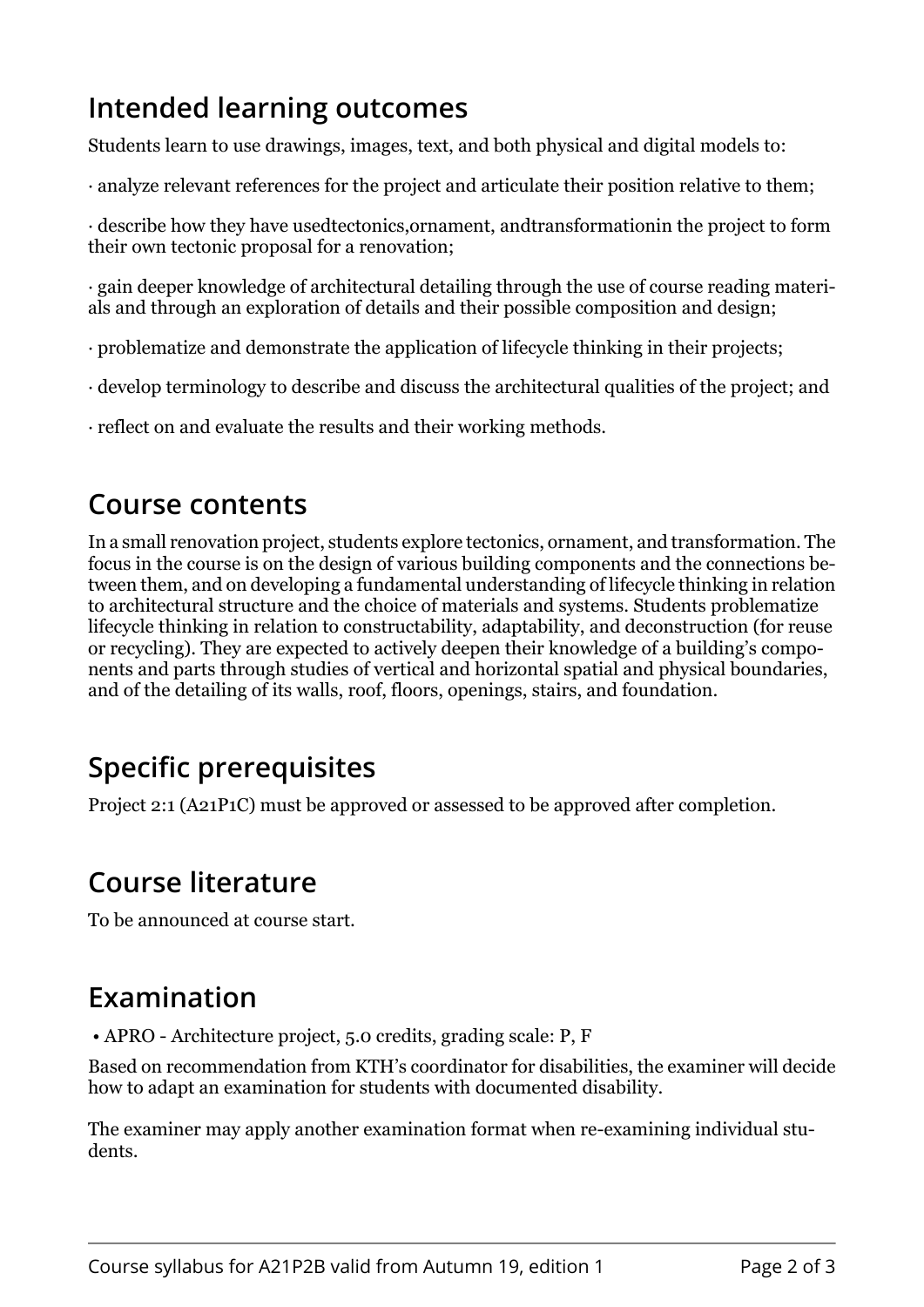## Intended learning outcomes

Students learn to use drawings, images, text, and both physical and digital models to:

· analyze relevant references for the project and articulate their position relative to them;

· describe how they have usedtectonics,ornament, andtransformationin the project to form their own tectonic proposal for a renovation;

· gain deeper knowledge of architectural detailing through the use of course reading materials and through an exploration of details and their possible composition and design;

· problematize and demonstrate the application of lifecycle thinking in their projects;

· develop terminology to describe and discuss the architectural qualities of the project; and

· reflect on and evaluate the results and their working methods.

## Course contents

In a small renovation project, students explore tectonics, ornament, and transformation. The focus in the course is on the design of various building components and the connections between them, and on developing a fundamental understanding of lifecycle thinking in relation to architectural structure and the choice of materials and systems. Students problematize lifecycle thinking in relation to constructability, adaptability, and deconstruction (for reuse or recycling). They are expected to actively deepen their knowledge of a building's components and parts through studies of vertical and horizontal spatial and physical boundaries, and of the detailing of its walls, roof, floors, openings, stairs, and foundation.

## Specific prerequisites

Project 2:1 (A21P1C) must be approved or assessed to be approved after completion.

## Course literature

To be announced at course start.

## Examination

- APRO - Architecture project, 5.0 credits, grading scale: P, F

Based on recommendation from KTH's coordinator for disabilities, the examiner will decide how to adapt an examination for students with documented disability.

The examiner may apply another examination format when re-examining individual students.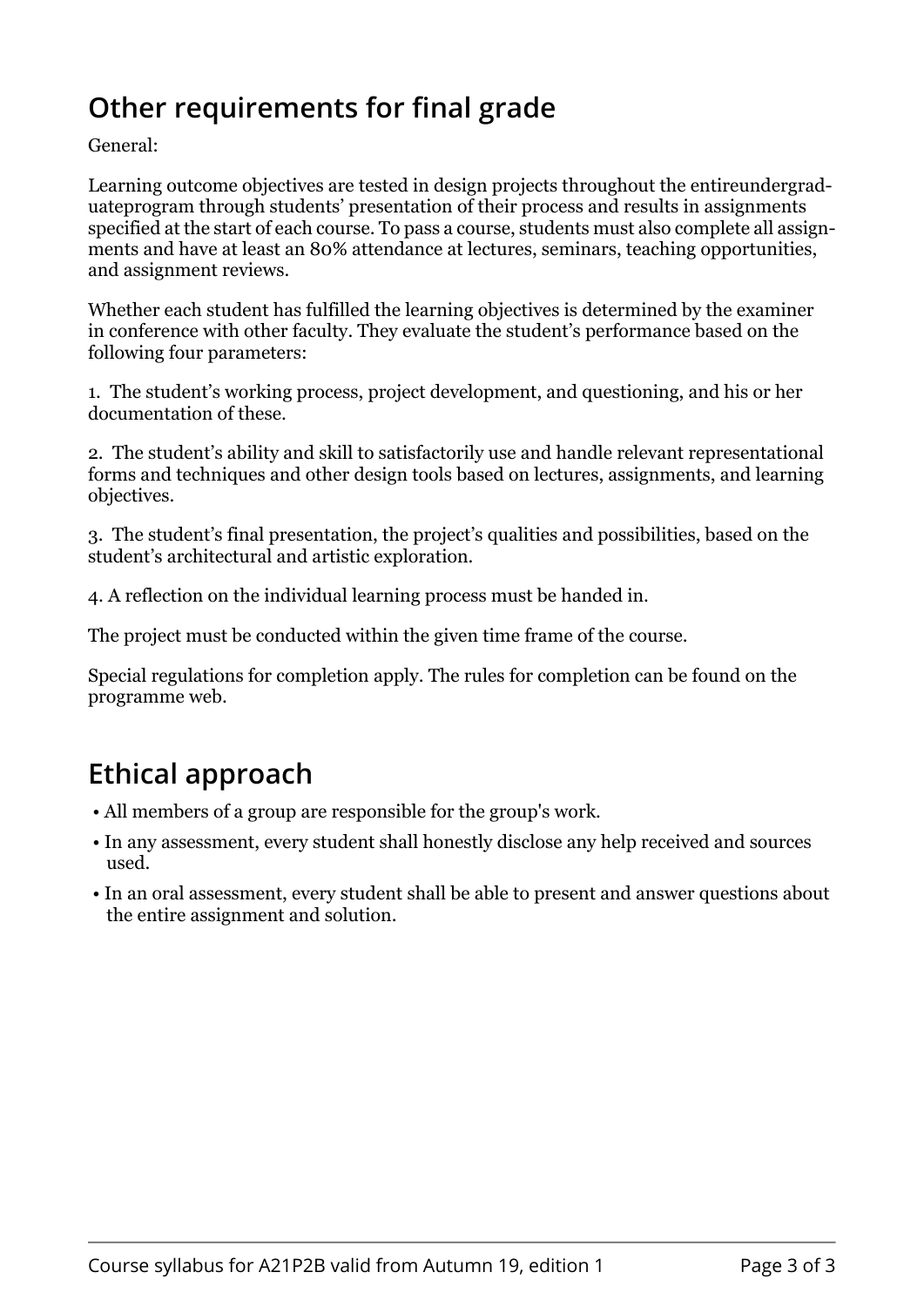## Other requirements for final grade

General:

Learning outcome objectives are tested in design projects throughout the entireundergraduateprogram through students' presentation of their process and results in assignments specified at the start of each course. To pass a course, students must also complete all assignments and have at least an 80% attendance at lectures, seminars, teaching opportunities, and assignment reviews.

Whether each student has fulfilled the learning objectives is determined by the examiner in conference with other faculty. They evaluate the student's performance based on the following four parameters:

1. The student's working process, project development, and questioning, and his or her documentation of these.

2. The student's ability and skill to satisfactorily use and handle relevant representational forms and techniques and other design tools based on lectures, assignments, and learning objectives.

3. The student's final presentation, the project's qualities and possibilities, based on the student's architectural and artistic exploration.

4. A reflection on the individual learning process must be handed in.

The project must be conducted within the given time frame of the course.

Special regulations for completion apply. The rules for completion can be found on the programme web.

## Ethical approach

- All members of a group are responsible for the group's work.
- In any assessment, every student shall honestly disclose any help received and sources used.
- In an oral assessment, every student shall be able to present and answer questions about the entire assignment and solution.